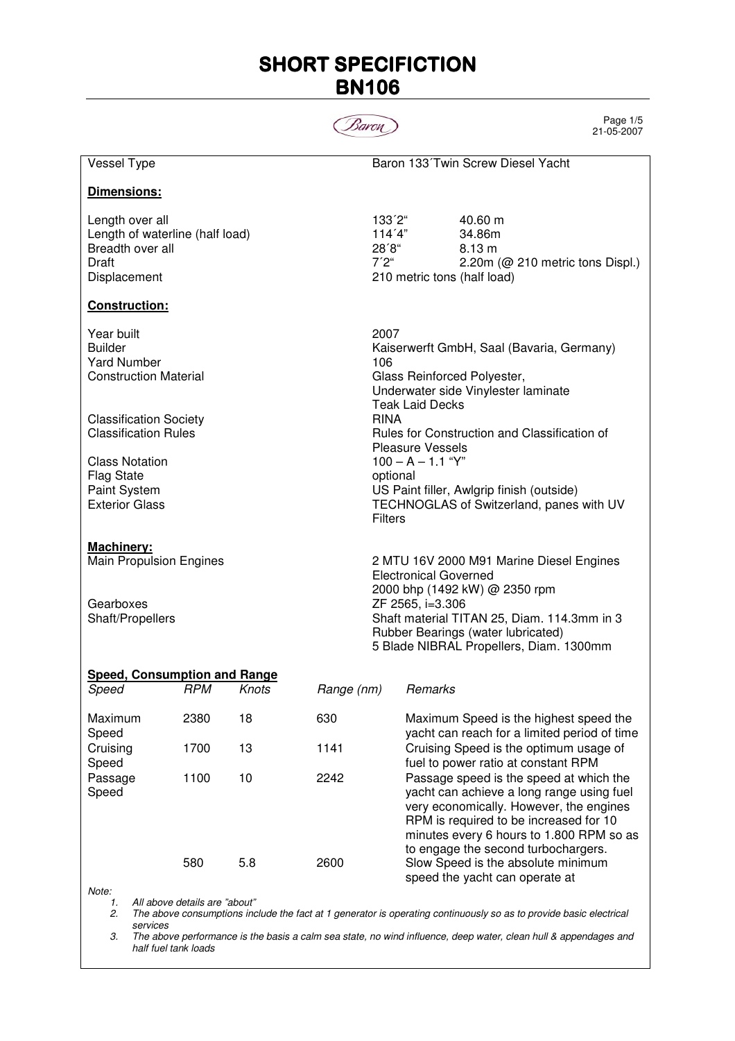# SHORT SPECIFICTION
# BN106

Baron

| | | |
|---|---|---|
| Vessel Type | Baron 133´Twin Screw Diesel Yacht | |

**Dimensions:**

| | | |
|---|---|---|
| Length over all | 133´2" | 40.60 m |
| Length of waterline (half load) | 114´4" | 34.86m |
| Breadth over all | 28´8" | 8.13 m |
| Draft | 7´2" | 2.20m (@ 210 metric tons Displ.) |
| Displacement | 210 metric tons (half load) | |

**Construction:**

| | |
|---|---|
| Year built | 2007 |
| Builder | Kaiserwerft GmbH, Saal (Bavaria, Germany) |
| Yard Number | 106 |
| Construction Material | Glass Reinforced Polyester, Underwater side Vinylester laminate Teak Laid Decks |
| Classification Society | RINA |
| Classification Rules | Rules for Construction and Classification of Pleasure Vessels |
| Class Notation | 100 – A – 1.1 "Y" |
| Flag State | optional |
| Paint System | US Paint filler, Awlgrip finish (outside) |
| Exterior Glass | TECHNOGLAS of Switzerland, panes with UV Filters |

**Machinery:**

| | |
|---|---|
| Main Propulsion Engines | 2 MTU 16V 2000 M91 Marine Diesel Engines Electronical Governed 2000 bhp (1492 kW) @ 2350 rpm |
| Gearboxes | ZF 2565, i=3.306 |
| Shaft/Propellers | Shaft material TITAN 25, Diam. 114.3mm in 3 Rubber Bearings (water lubricated) 5 Blade NIBRAL Propellers, Diam. 1300mm |

**Speed, Consumption and Range**

| *Speed* | *RPM* | *Knots* | *Range (nm)* | *Remarks* |
|---|---|---|---|---|
| Maximum Speed | 2380 | 18 | 630 | Maximum Speed is the highest speed the yacht can reach for a limited period of time |
| Cruising Speed | 1700 | 13 | 1141 | Cruising Speed is the optimum usage of fuel to power ratio at constant RPM |
| Passage Speed | 1100 | 10 | 2242 | Passage speed is the speed at which the yacht can achieve a long range using fuel very economically. However, the engines RPM is required to be increased for 10 minutes every 6 hours to 1.800 RPM so as to engage the second turbochargers. |
| | 580 | 5.8 | 2600 | Slow Speed is the absolute minimum speed the yacht can operate at |

*Note:*

1. *All above details are "about"*
2. *The above consumptions include the fact at 1 generator is operating continuously so as to provide basic electrical services*
3. *The above performance is the basis a calm sea state, no wind influence, deep water, clean hull & appendages and half fuel tank loads*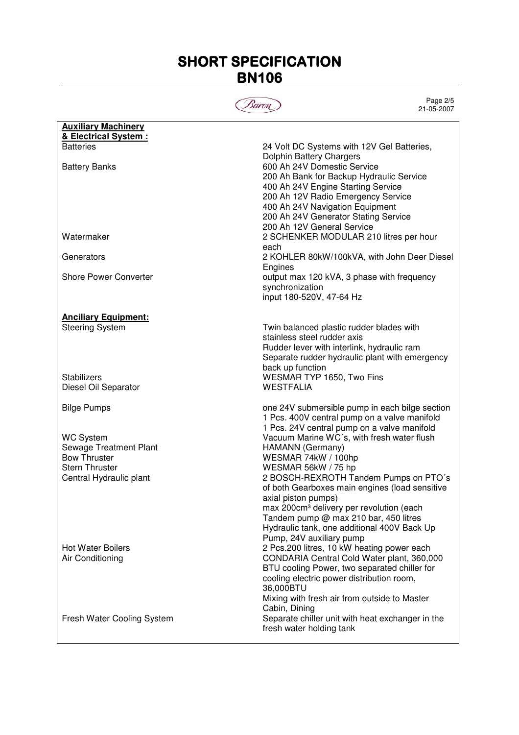# SHORT SPECIFICATION
# BN106

Baron

21-05-2007

| **Auxiliary Machinery & Electrical System :** | |
|---|---|
| Batteries | 24 Volt DC Systems with 12V Gel Batteries, Dolphin Battery Chargers |
| Battery Banks | 600 Ah 24V Domestic Service<br>200 Ah Bank for Backup Hydraulic Service<br>400 Ah 24V Engine Starting Service<br>200 Ah 12V Radio Emergency Service<br>400 Ah 24V Navigation Equipment<br>200 Ah 24V Generator Stating Service<br>200 Ah 12V General Service |
| Watermaker | 2 SCHENKER MODULAR 210 litres per hour each |
| Generators | 2 KOHLER 80kW/100kVA, with John Deer Diesel Engines |
| Shore Power Converter | output max 120 kVA, 3 phase with frequency synchronization<br>input 180-520V, 47-64 Hz |
| **Anciliary Equipment:** | |
| Steering System | Twin balanced plastic rudder blades with stainless steel rudder axis<br>Rudder lever with interlink, hydraulic ram<br>Separate rudder hydraulic plant with emergency back up function |
| Stabilizers | WESMAR TYP 1650, Two Fins |
| Diesel Oil Separator | WESTFALIA |
| Bilge Pumps | one 24V submersible pump in each bilge section<br>1 Pcs. 400V central pump on a valve manifold<br>1 Pcs. 24V central pump on a valve manifold |
| WC System | Vacuum Marine WC´s, with fresh water flush |
| Sewage Treatment Plant | HAMANN (Germany) |
| Bow Thruster | WESMAR 74kW / 100hp |
| Stern Thruster | WESMAR 56kW / 75 hp |
| Central Hydraulic plant | 2 BOSCH-REXROTH Tandem Pumps on PTO´s of both Gearboxes main engines (load sensitive axial piston pumps)<br>max 200cm³ delivery per revolution (each Tandem pump @ max 210 bar, 450 litres Hydraulic tank, one additional 400V Back Up Pump, 24V auxiliary pump |
| Hot Water Boilers | 2 Pcs.200 litres, 10 kW heating power each |
| Air Conditioning | CONDARIA Central Cold Water plant, 360,000 BTU cooling Power, two separated chiller for cooling electric power distribution room, 36,000BTU<br>Mixing with fresh air from outside to Master Cabin, Dining |
| Fresh Water Cooling System | Separate chiller unit with heat exchanger in the fresh water holding tank |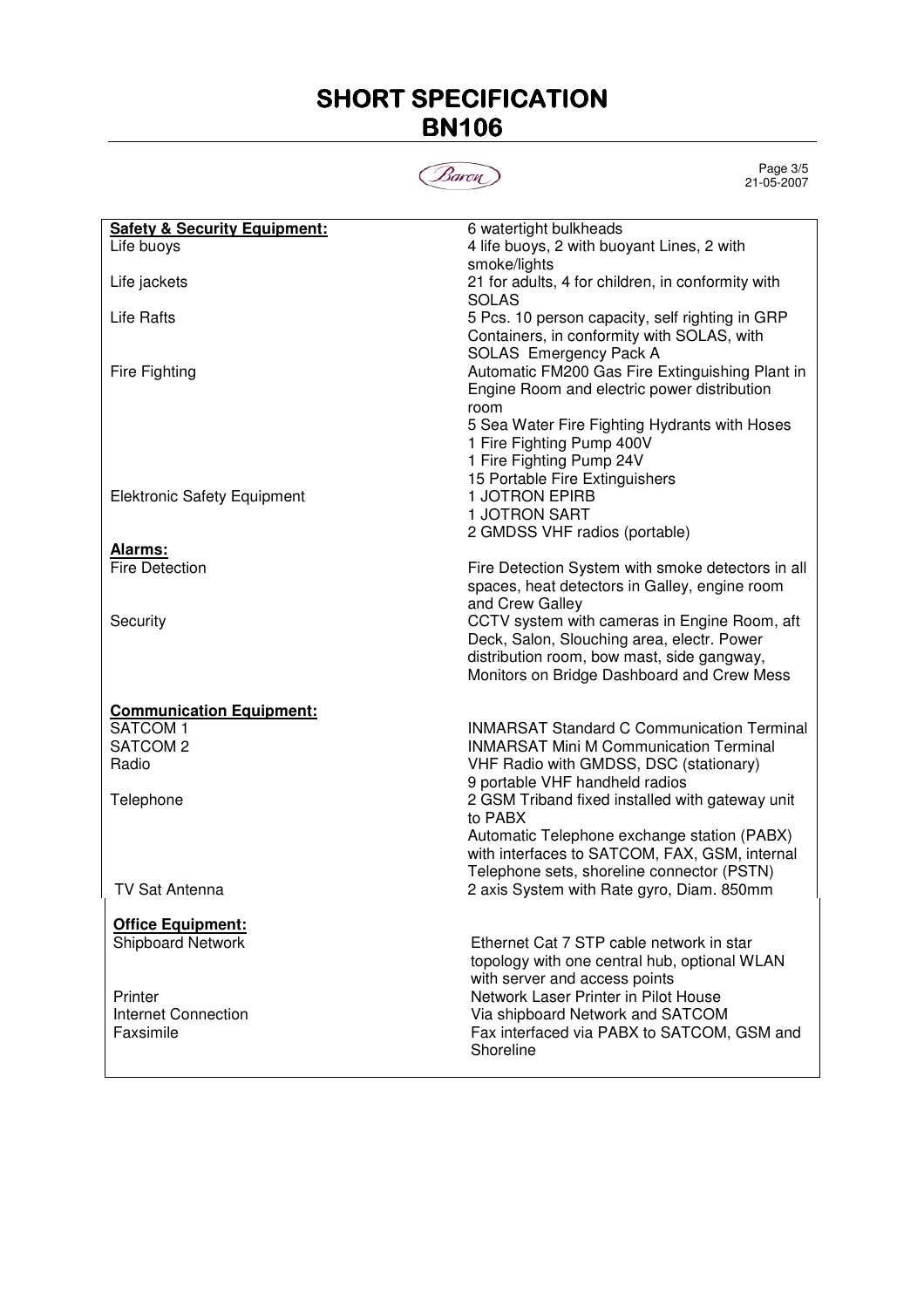# SHORT SPECIFICATION
# BN106

| **Safety & Security Equipment:** | 6 watertight bulkheads |
|---|---|
| Life buoys | 4 life buoys, 2 with buoyant Lines, 2 with smoke/lights |
| Life jackets | 21 for adults, 4 for children, in conformity with SOLAS |
| Life Rafts | 5 Pcs. 10 person capacity, self righting in GRP Containers, in conformity with SOLAS, with SOLAS Emergency Pack A |
| Fire Fighting | Automatic FM200 Gas Fire Extinguishing Plant in Engine Room and electric power distribution room<br>5 Sea Water Fire Fighting Hydrants with Hoses<br>1 Fire Fighting Pump 400V<br>1 Fire Fighting Pump 24V<br>15 Portable Fire Extinguishers |
| Elektronic Safety Equipment | 1 JOTRON EPIRB<br>1 JOTRON SART<br>2 GMDSS VHF radios (portable) |
| **Alarms:** | |
| Fire Detection | Fire Detection System with smoke detectors in all spaces, heat detectors in Galley, engine room and Crew Galley |
| Security | CCTV system with cameras in Engine Room, aft Deck, Salon, Slouching area, electr. Power distribution room, bow mast, side gangway, Monitors on Bridge Dashboard and Crew Mess |
| **Communication Equipment:** | |
| SATCOM 1 | INMARSAT Standard C Communication Terminal |
| SATCOM 2 | INMARSAT Mini M Communication Terminal |
| Radio | VHF Radio with GMDSS, DSC (stationary)<br>9 portable VHF handheld radios |
| Telephone | 2 GSM Triband fixed installed with gateway unit to PABX<br>Automatic Telephone exchange station (PABX) with interfaces to SATCOM, FAX, GSM, internal Telephone sets, shoreline connector (PSTN) |
| TV Sat Antenna | 2 axis System with Rate gyro, Diam. 850mm |
| **Office Equipment:** | |
| Shipboard Network | Ethernet Cat 7 STP cable network in star topology with one central hub, optional WLAN with server and access points |
| Printer | Network Laser Printer in Pilot House |
| Internet Connection | Via shipboard Network and SATCOM |
| Faxsimile | Fax interfaced via PABX to SATCOM, GSM and Shoreline |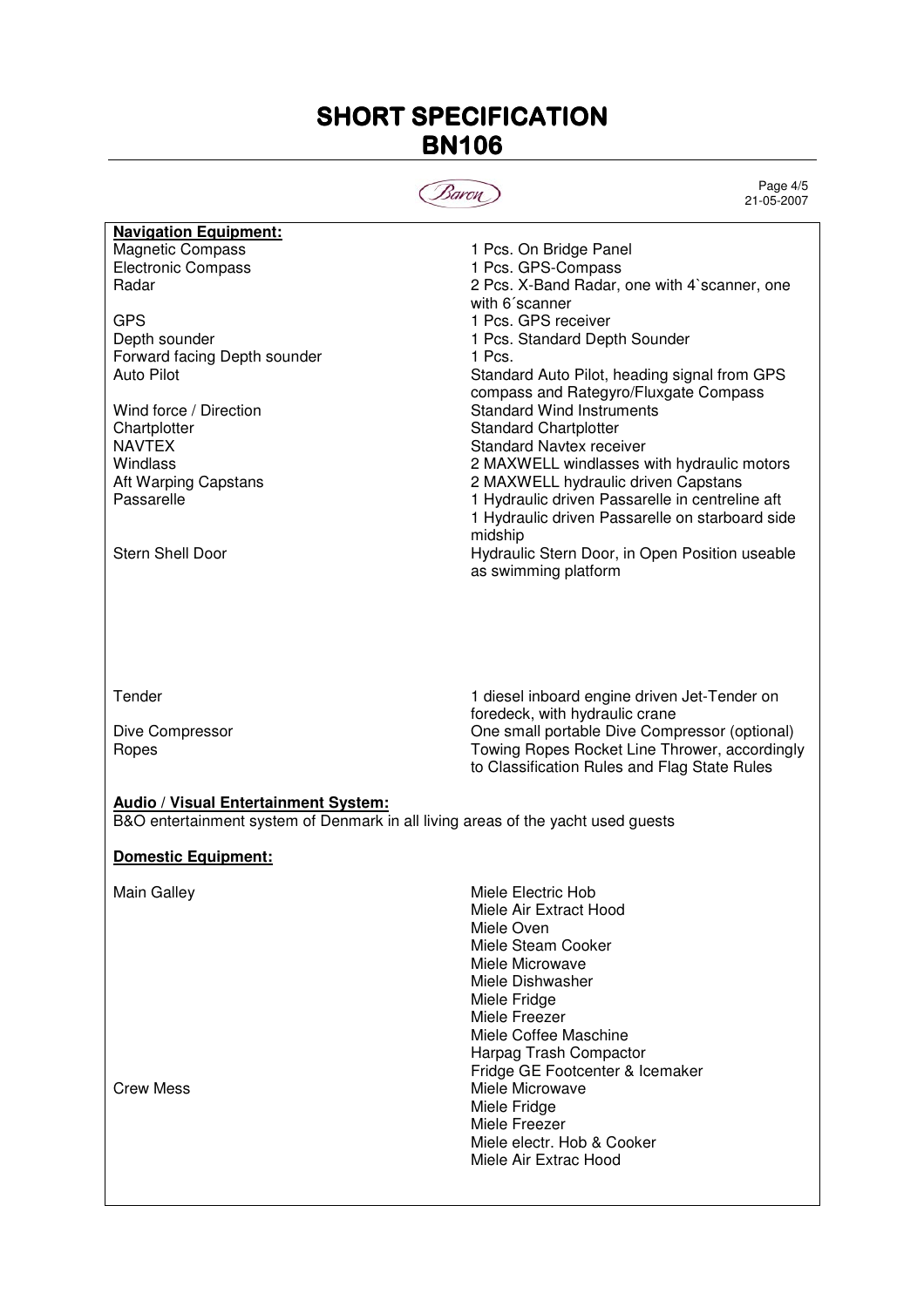# SHORT SPECIFICATION
# BN106

## Navigation Equipment:

| | |
|---|---|
| Magnetic Compass | 1 Pcs. On Bridge Panel |
| Electronic Compass | 1 Pcs. GPS-Compass |
| Radar | 2 Pcs. X-Band Radar, one with 4`scanner, one with 6´scanner |
| GPS | 1 Pcs. GPS receiver |
| Depth sounder | 1 Pcs. Standard Depth Sounder |
| Forward facing Depth sounder | 1 Pcs. |
| Auto Pilot | Standard Auto Pilot, heading signal from GPS compass and Rategyro/Fluxgate Compass |
| Wind force / Direction | Standard Wind Instruments |
| Chartplotter | Standard Chartplotter |
| NAVTEX | Standard Navtex receiver |
| Windlass | 2 MAXWELL windlasses with hydraulic motors |
| Aft Warping Capstans | 2 MAXWELL hydraulic driven Capstans |
| Passarelle | 1 Hydraulic driven Passarelle in centreline aft<br>1 Hydraulic driven Passarelle on starboard side midship |
| Stern Shell Door | Hydraulic Stern Door, in Open Position useable as swimming platform |
| Tender | 1 diesel inboard engine driven Jet-Tender on foredeck, with hydraulic crane |
| Dive Compressor | One small portable Dive Compressor (optional) |
| Ropes | Towing Ropes Rocket Line Thrower, accordingly to Classification Rules and Flag State Rules |

## Audio / Visual Entertainment System:

B&O entertainment system of Denmark in all living areas of the yacht used guests

## Domestic Equipment:

| | |
|---|---|
| Main Galley | Miele Electric Hob<br>Miele Air Extract Hood<br>Miele Oven<br>Miele Steam Cooker<br>Miele Microwave<br>Miele Dishwasher<br>Miele Fridge<br>Miele Freezer<br>Miele Coffee Maschine<br>Harpag Trash Compactor<br>Fridge GE Footcenter & Icemaker |
| Crew Mess | Miele Microwave<br>Miele Fridge<br>Miele Freezer<br>Miele electr. Hob & Cooker<br>Miele Air Extrac Hood |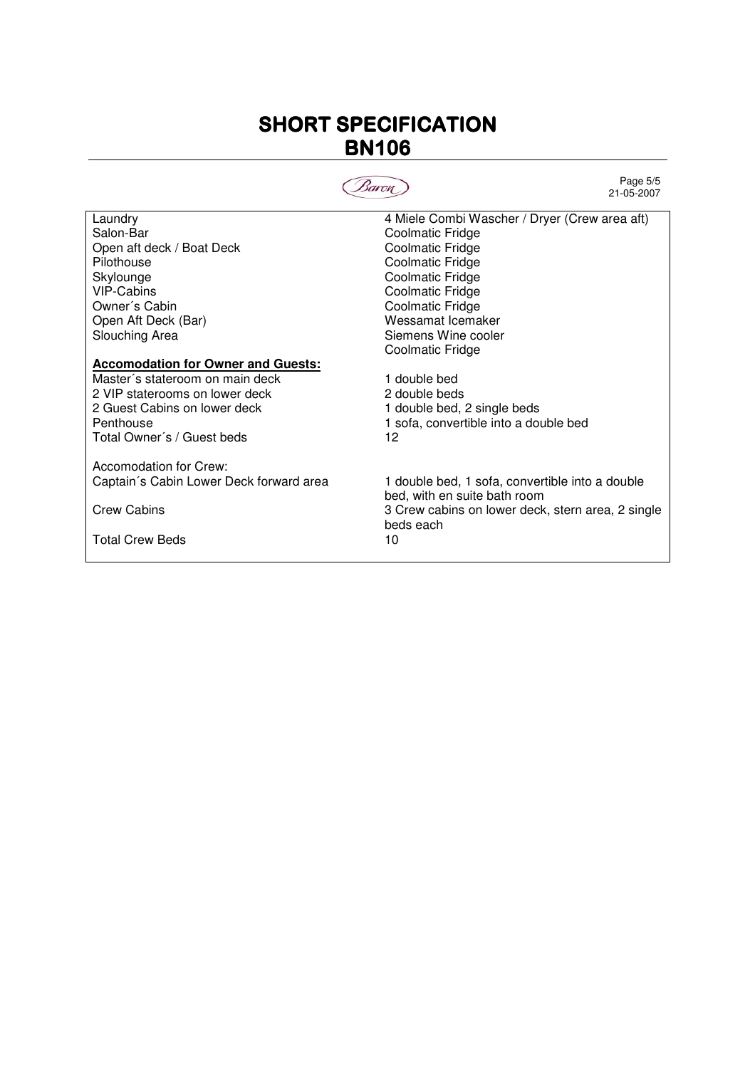# SHORT SPECIFICATION
# BN106

| | |
|---|---|
| Laundry | 4 Miele Combi Wascher / Dryer (Crew area aft) |
| Salon-Bar | Coolmatic Fridge |
| Open aft deck / Boat Deck | Coolmatic Fridge |
| Pilothouse | Coolmatic Fridge |
| Skylounge | Coolmatic Fridge |
| VIP-Cabins | Coolmatic Fridge |
| Owner´s Cabin | Coolmatic Fridge |
| Open Aft Deck (Bar) | Wessamat Icemaker |
| Slouching Area | Siemens Wine cooler<br>Coolmatic Fridge |
| **<u>Accomodation for Owner and Guests:</u>** | |
| Master´s stateroom on main deck | 1 double bed |
| 2 VIP staterooms on lower deck | 2 double beds |
| 2 Guest Cabins on lower deck | 1 double bed, 2 single beds |
| Penthouse | 1 sofa, convertible into a double bed |
| Total Owner´s / Guest beds | 12 |
| Accomodation for Crew: | |
| Captain´s Cabin Lower Deck forward area | 1 double bed, 1 sofa, convertible into a double bed, with en suite bath room |
| Crew Cabins | 3 Crew cabins on lower deck, stern area, 2 single beds each |
| Total Crew Beds | 10 |